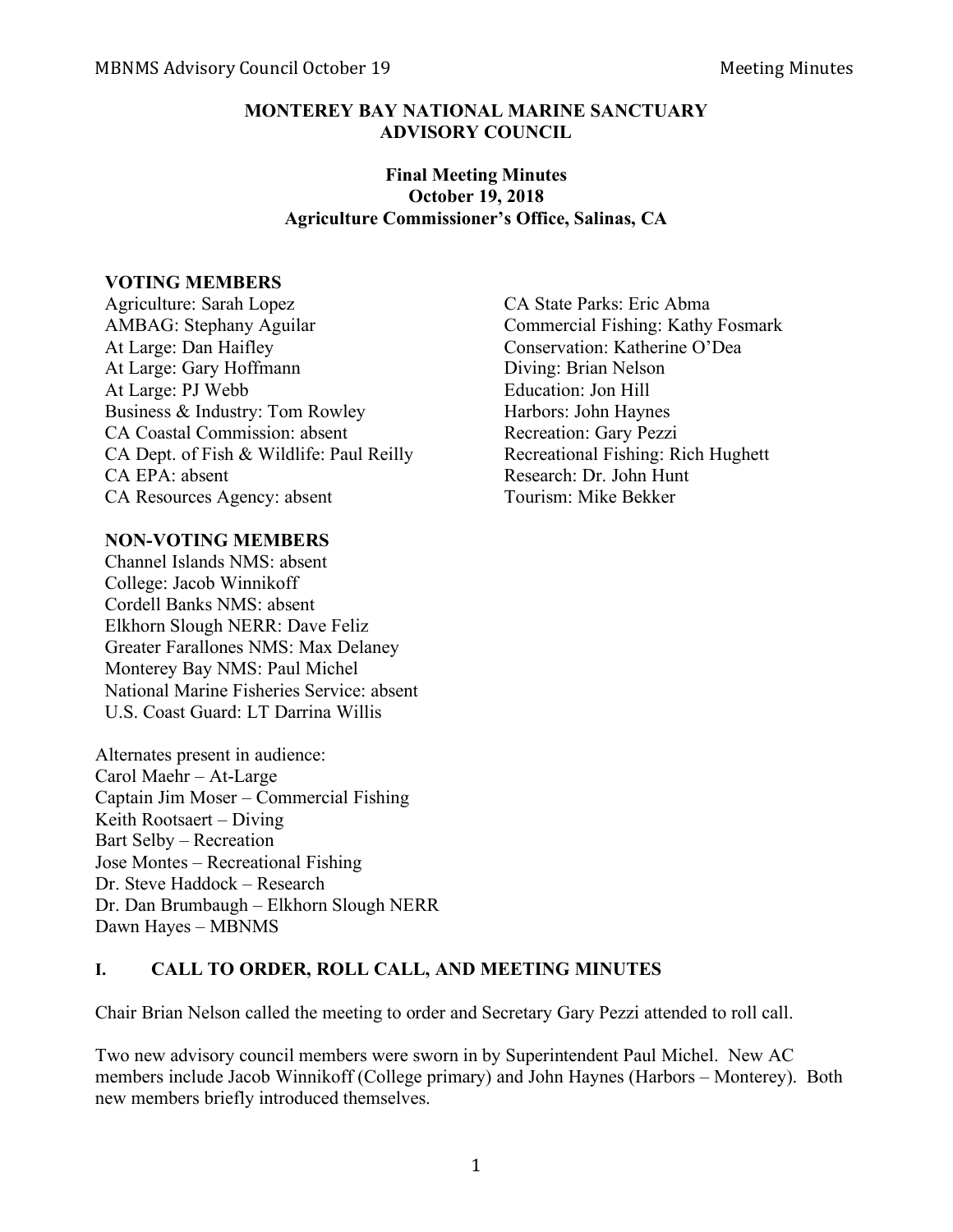# MONTEREY BAY NATIONAL MARINE SANCTUARY ADVISORY COUNCIL

**Final Meeting Minutes**
**October 19, 2018**
**Agriculture Commissioner's Office, Salinas, CA**

## VOTING MEMBERS

Agriculture: Sarah Lopez
AMBAG: Stephany Aguilar
At Large: Dan Haifley
At Large: Gary Hoffmann
At Large: PJ Webb
Business & Industry: Tom Rowley
CA Coastal Commission: absent
CA Dept. of Fish & Wildlife: Paul Reilly
CA EPA: absent
CA Resources Agency: absent
CA State Parks: Eric Abma
Commercial Fishing: Kathy Fosmark
Conservation: Katherine O'Dea
Diving: Brian Nelson
Education: Jon Hill
Harbors: John Haynes
Recreation: Gary Pezzi
Recreational Fishing: Rich Hughett
Research: Dr. John Hunt
Tourism: Mike Bekker

## NON-VOTING MEMBERS

Channel Islands NMS: absent
College: Jacob Winnikoff
Cordell Banks NMS: absent
Elkhorn Slough NERR: Dave Feliz
Greater Farallones NMS: Max Delaney
Monterey Bay NMS: Paul Michel
National Marine Fisheries Service: absent
U.S. Coast Guard: LT Darrina Willis

Alternates present in audience:
Carol Maehr – At-Large
Captain Jim Moser – Commercial Fishing
Keith Rootsaert – Diving
Bart Selby – Recreation
Jose Montes – Recreational Fishing
Dr. Steve Haddock – Research
Dr. Dan Brumbaugh – Elkhorn Slough NERR
Dawn Hayes – MBNMS

## I. CALL TO ORDER, ROLL CALL, AND MEETING MINUTES

Chair Brian Nelson called the meeting to order and Secretary Gary Pezzi attended to roll call.

Two new advisory council members were sworn in by Superintendent Paul Michel. New AC members include Jacob Winnikoff (College primary) and John Haynes (Harbors – Monterey). Both new members briefly introduced themselves.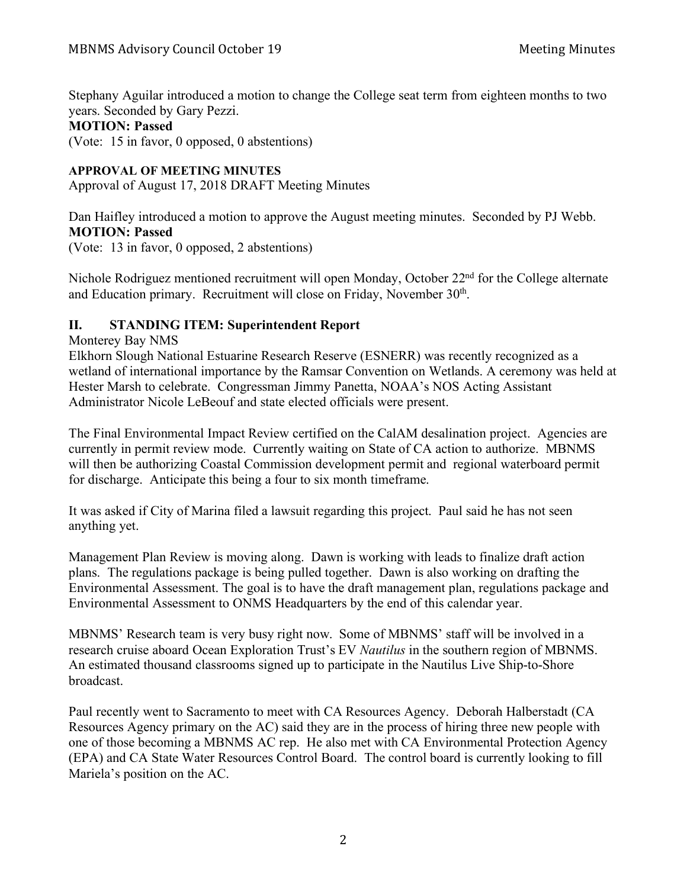Stephany Aguilar introduced a motion to change the College seat term from eighteen months to two years. Seconded by Gary Pezzi.

**MOTION: Passed**

(Vote: 15 in favor, 0 opposed, 0 abstentions)

**APPROVAL OF MEETING MINUTES**

Approval of August 17, 2018 DRAFT Meeting Minutes

Dan Haifley introduced a motion to approve the August meeting minutes. Seconded by PJ Webb.

**MOTION: Passed**

(Vote: 13 in favor, 0 opposed, 2 abstentions)

Nichole Rodriguez mentioned recruitment will open Monday, October 22nd for the College alternate and Education primary. Recruitment will close on Friday, November 30th.

## II. STANDING ITEM: Superintendent Report

Monterey Bay NMS

Elkhorn Slough National Estuarine Research Reserve (ESNERR) was recently recognized as a wetland of international importance by the Ramsar Convention on Wetlands. A ceremony was held at Hester Marsh to celebrate. Congressman Jimmy Panetta, NOAA's NOS Acting Assistant Administrator Nicole LeBeouf and state elected officials were present.

The Final Environmental Impact Review certified on the CalAM desalination project. Agencies are currently in permit review mode. Currently waiting on State of CA action to authorize. MBNMS will then be authorizing Coastal Commission development permit and regional waterboard permit for discharge. Anticipate this being a four to six month timeframe.

It was asked if City of Marina filed a lawsuit regarding this project. Paul said he has not seen anything yet.

Management Plan Review is moving along. Dawn is working with leads to finalize draft action plans. The regulations package is being pulled together. Dawn is also working on drafting the Environmental Assessment. The goal is to have the draft management plan, regulations package and Environmental Assessment to ONMS Headquarters by the end of this calendar year.

MBNMS' Research team is very busy right now. Some of MBNMS' staff will be involved in a research cruise aboard Ocean Exploration Trust's EV *Nautilus* in the southern region of MBNMS. An estimated thousand classrooms signed up to participate in the Nautilus Live Ship-to-Shore broadcast.

Paul recently went to Sacramento to meet with CA Resources Agency. Deborah Halberstadt (CA Resources Agency primary on the AC) said they are in the process of hiring three new people with one of those becoming a MBNMS AC rep. He also met with CA Environmental Protection Agency (EPA) and CA State Water Resources Control Board. The control board is currently looking to fill Mariela's position on the AC.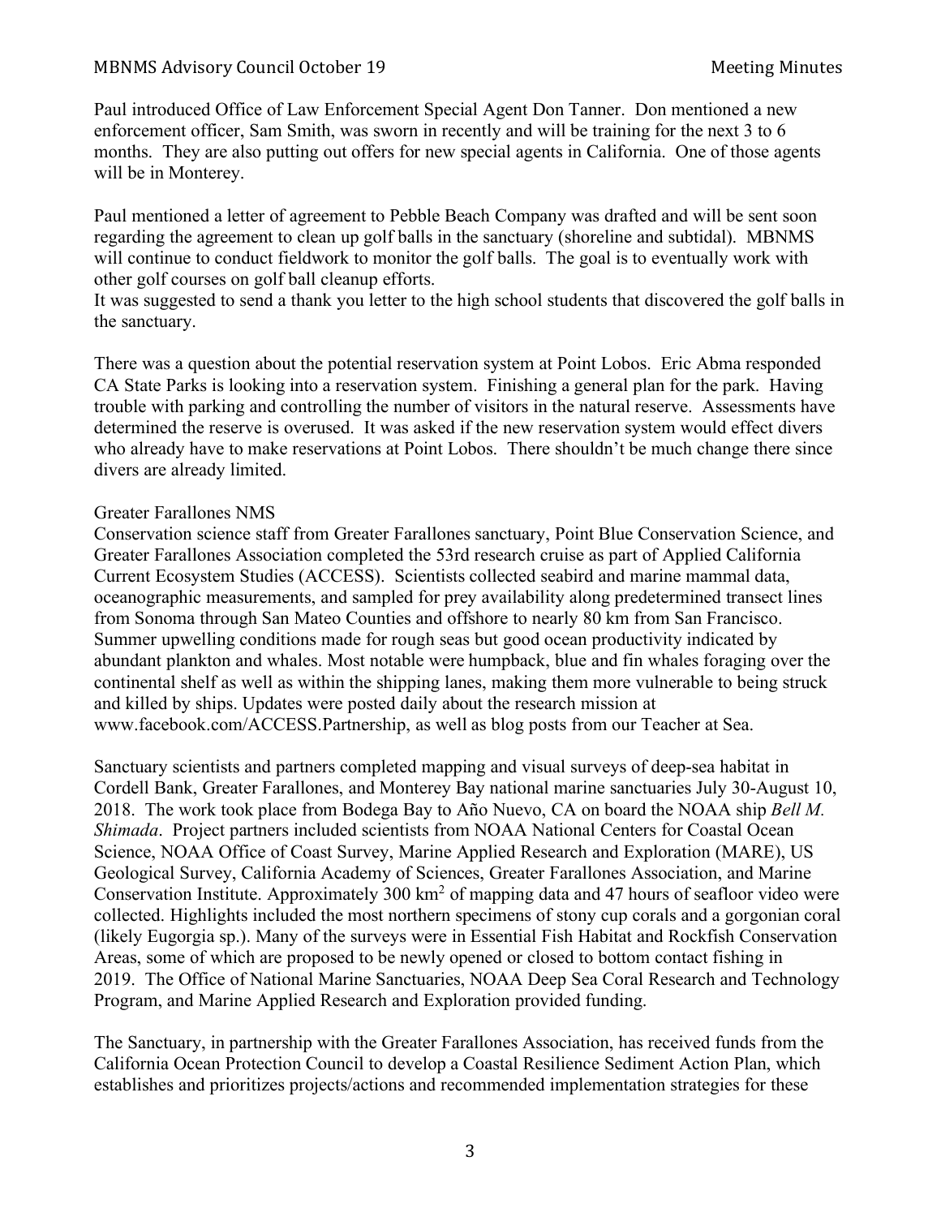Paul introduced Office of Law Enforcement Special Agent Don Tanner. Don mentioned a new enforcement officer, Sam Smith, was sworn in recently and will be training for the next 3 to 6 months. They are also putting out offers for new special agents in California. One of those agents will be in Monterey.

Paul mentioned a letter of agreement to Pebble Beach Company was drafted and will be sent soon regarding the agreement to clean up golf balls in the sanctuary (shoreline and subtidal). MBNMS will continue to conduct fieldwork to monitor the golf balls. The goal is to eventually work with other golf courses on golf ball cleanup efforts.
It was suggested to send a thank you letter to the high school students that discovered the golf balls in the sanctuary.

There was a question about the potential reservation system at Point Lobos. Eric Abma responded CA State Parks is looking into a reservation system. Finishing a general plan for the park. Having trouble with parking and controlling the number of visitors in the natural reserve. Assessments have determined the reserve is overused. It was asked if the new reservation system would effect divers who already have to make reservations at Point Lobos. There shouldn't be much change there since divers are already limited.

Greater Farallones NMS

Conservation science staff from Greater Farallones sanctuary, Point Blue Conservation Science, and Greater Farallones Association completed the 53rd research cruise as part of Applied California Current Ecosystem Studies (ACCESS). Scientists collected seabird and marine mammal data, oceanographic measurements, and sampled for prey availability along predetermined transect lines from Sonoma through San Mateo Counties and offshore to nearly 80 km from San Francisco. Summer upwelling conditions made for rough seas but good ocean productivity indicated by abundant plankton and whales. Most notable were humpback, blue and fin whales foraging over the continental shelf as well as within the shipping lanes, making them more vulnerable to being struck and killed by ships. Updates were posted daily about the research mission at www.facebook.com/ACCESS.Partnership, as well as blog posts from our Teacher at Sea.

Sanctuary scientists and partners completed mapping and visual surveys of deep-sea habitat in Cordell Bank, Greater Farallones, and Monterey Bay national marine sanctuaries July 30-August 10, 2018. The work took place from Bodega Bay to Año Nuevo, CA on board the NOAA ship *Bell M. Shimada*. Project partners included scientists from NOAA National Centers for Coastal Ocean Science, NOAA Office of Coast Survey, Marine Applied Research and Exploration (MARE), US Geological Survey, California Academy of Sciences, Greater Farallones Association, and Marine Conservation Institute. Approximately 300 km$^2$ of mapping data and 47 hours of seafloor video were collected. Highlights included the most northern specimens of stony cup corals and a gorgonian coral (likely Eugorgia sp.). Many of the surveys were in Essential Fish Habitat and Rockfish Conservation Areas, some of which are proposed to be newly opened or closed to bottom contact fishing in 2019. The Office of National Marine Sanctuaries, NOAA Deep Sea Coral Research and Technology Program, and Marine Applied Research and Exploration provided funding.

The Sanctuary, in partnership with the Greater Farallones Association, has received funds from the California Ocean Protection Council to develop a Coastal Resilience Sediment Action Plan, which establishes and prioritizes projects/actions and recommended implementation strategies for these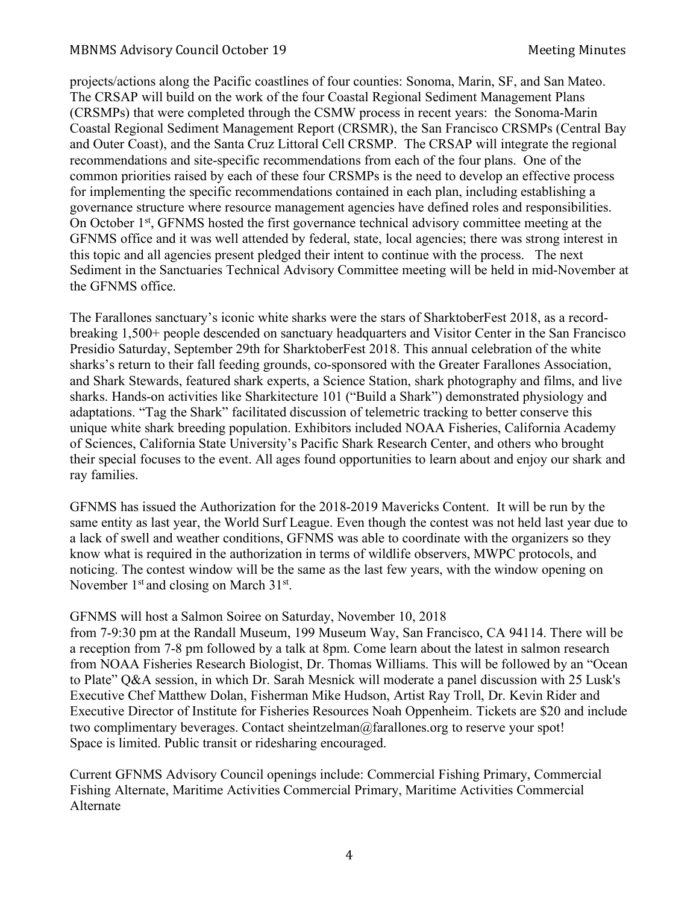projects/actions along the Pacific coastlines of four counties: Sonoma, Marin, SF, and San Mateo. The CRSAP will build on the work of the four Coastal Regional Sediment Management Plans (CRSMPs) that were completed through the CSMW process in recent years: the Sonoma-Marin Coastal Regional Sediment Management Report (CRSMR), the San Francisco CRSMPs (Central Bay and Outer Coast), and the Santa Cruz Littoral Cell CRSMP. The CRSAP will integrate the regional recommendations and site-specific recommendations from each of the four plans. One of the common priorities raised by each of these four CRSMPs is the need to develop an effective process for implementing the specific recommendations contained in each plan, including establishing a governance structure where resource management agencies have defined roles and responsibilities. On October 1st, GFNMS hosted the first governance technical advisory committee meeting at the GFNMS office and it was well attended by federal, state, local agencies; there was strong interest in this topic and all agencies present pledged their intent to continue with the process. The next Sediment in the Sanctuaries Technical Advisory Committee meeting will be held in mid-November at the GFNMS office.

The Farallones sanctuary's iconic white sharks were the stars of SharktoberFest 2018, as a record-breaking 1,500+ people descended on sanctuary headquarters and Visitor Center in the San Francisco Presidio Saturday, September 29th for SharktoberFest 2018. This annual celebration of the white sharks's return to their fall feeding grounds, co-sponsored with the Greater Farallones Association, and Shark Stewards, featured shark experts, a Science Station, shark photography and films, and live sharks. Hands-on activities like Sharkitecture 101 ("Build a Shark") demonstrated physiology and adaptations. "Tag the Shark" facilitated discussion of telemetric tracking to better conserve this unique white shark breeding population. Exhibitors included NOAA Fisheries, California Academy of Sciences, California State University's Pacific Shark Research Center, and others who brought their special focuses to the event. All ages found opportunities to learn about and enjoy our shark and ray families.

GFNMS has issued the Authorization for the 2018-2019 Mavericks Content. It will be run by the same entity as last year, the World Surf League. Even though the contest was not held last year due to a lack of swell and weather conditions, GFNMS was able to coordinate with the organizers so they know what is required in the authorization in terms of wildlife observers, MWPC protocols, and noticing. The contest window will be the same as the last few years, with the window opening on November 1st and closing on March 31st.

GFNMS will host a Salmon Soiree on Saturday, November 10, 2018
from 7-9:30 pm at the Randall Museum, 199 Museum Way, San Francisco, CA 94114. There will be a reception from 7-8 pm followed by a talk at 8pm. Come learn about the latest in salmon research from NOAA Fisheries Research Biologist, Dr. Thomas Williams. This will be followed by an "Ocean to Plate" Q&A session, in which Dr. Sarah Mesnick will moderate a panel discussion with 25 Lusk's Executive Chef Matthew Dolan, Fisherman Mike Hudson, Artist Ray Troll, Dr. Kevin Rider and Executive Director of Institute for Fisheries Resources Noah Oppenheim. Tickets are $20 and include two complimentary beverages. Contact sheintzelman@farallones.org to reserve your spot!
Space is limited. Public transit or ridesharing encouraged.

Current GFNMS Advisory Council openings include: Commercial Fishing Primary, Commercial Fishing Alternate, Maritime Activities Commercial Primary, Maritime Activities Commercial Alternate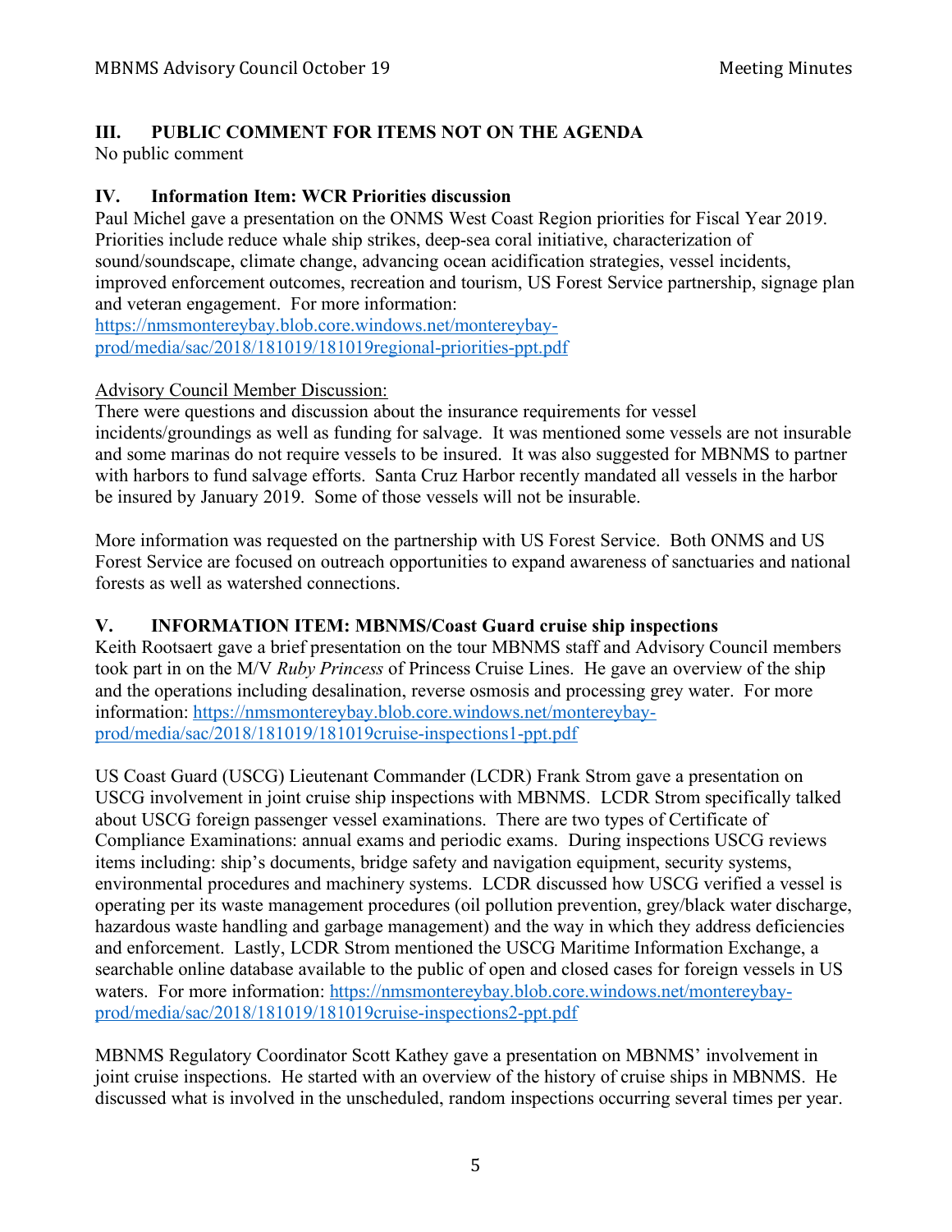## III. PUBLIC COMMENT FOR ITEMS NOT ON THE AGENDA

No public comment

## IV. Information Item: WCR Priorities discussion

Paul Michel gave a presentation on the ONMS West Coast Region priorities for Fiscal Year 2019. Priorities include reduce whale ship strikes, deep-sea coral initiative, characterization of sound/soundscape, climate change, advancing ocean acidification strategies, vessel incidents, improved enforcement outcomes, recreation and tourism, US Forest Service partnership, signage plan and veteran engagement. For more information: [https://nmsmontereybay.blob.core.windows.net/montereybay-prod/media/sac/2018/181019/181019regional-priorities-ppt.pdf](https://nmsmontereybay.blob.core.windows.net/montereybay-prod/media/sac/2018/181019/181019regional-priorities-ppt.pdf)

Advisory Council Member Discussion:

There were questions and discussion about the insurance requirements for vessel incidents/groundings as well as funding for salvage. It was mentioned some vessels are not insurable and some marinas do not require vessels to be insured. It was also suggested for MBNMS to partner with harbors to fund salvage efforts. Santa Cruz Harbor recently mandated all vessels in the harbor be insured by January 2019. Some of those vessels will not be insurable.

More information was requested on the partnership with US Forest Service. Both ONMS and US Forest Service are focused on outreach opportunities to expand awareness of sanctuaries and national forests as well as watershed connections.

## V. INFORMATION ITEM: MBNMS/Coast Guard cruise ship inspections

Keith Rootsaert gave a brief presentation on the tour MBNMS staff and Advisory Council members took part in on the M/V *Ruby Princess* of Princess Cruise Lines. He gave an overview of the ship and the operations including desalination, reverse osmosis and processing grey water. For more information: [https://nmsmontereybay.blob.core.windows.net/montereybay-prod/media/sac/2018/181019/181019cruise-inspections1-ppt.pdf](https://nmsmontereybay.blob.core.windows.net/montereybay-prod/media/sac/2018/181019/181019cruise-inspections1-ppt.pdf)

US Coast Guard (USCG) Lieutenant Commander (LCDR) Frank Strom gave a presentation on USCG involvement in joint cruise ship inspections with MBNMS. LCDR Strom specifically talked about USCG foreign passenger vessel examinations. There are two types of Certificate of Compliance Examinations: annual exams and periodic exams. During inspections USCG reviews items including: ship's documents, bridge safety and navigation equipment, security systems, environmental procedures and machinery systems. LCDR discussed how USCG verified a vessel is operating per its waste management procedures (oil pollution prevention, grey/black water discharge, hazardous waste handling and garbage management) and the way in which they address deficiencies and enforcement. Lastly, LCDR Strom mentioned the USCG Maritime Information Exchange, a searchable online database available to the public of open and closed cases for foreign vessels in US waters. For more information: [https://nmsmontereybay.blob.core.windows.net/montereybay-prod/media/sac/2018/181019/181019cruise-inspections2-ppt.pdf](https://nmsmontereybay.blob.core.windows.net/montereybay-prod/media/sac/2018/181019/181019cruise-inspections2-ppt.pdf)

MBNMS Regulatory Coordinator Scott Kathey gave a presentation on MBNMS' involvement in joint cruise inspections. He started with an overview of the history of cruise ships in MBNMS. He discussed what is involved in the unscheduled, random inspections occurring several times per year.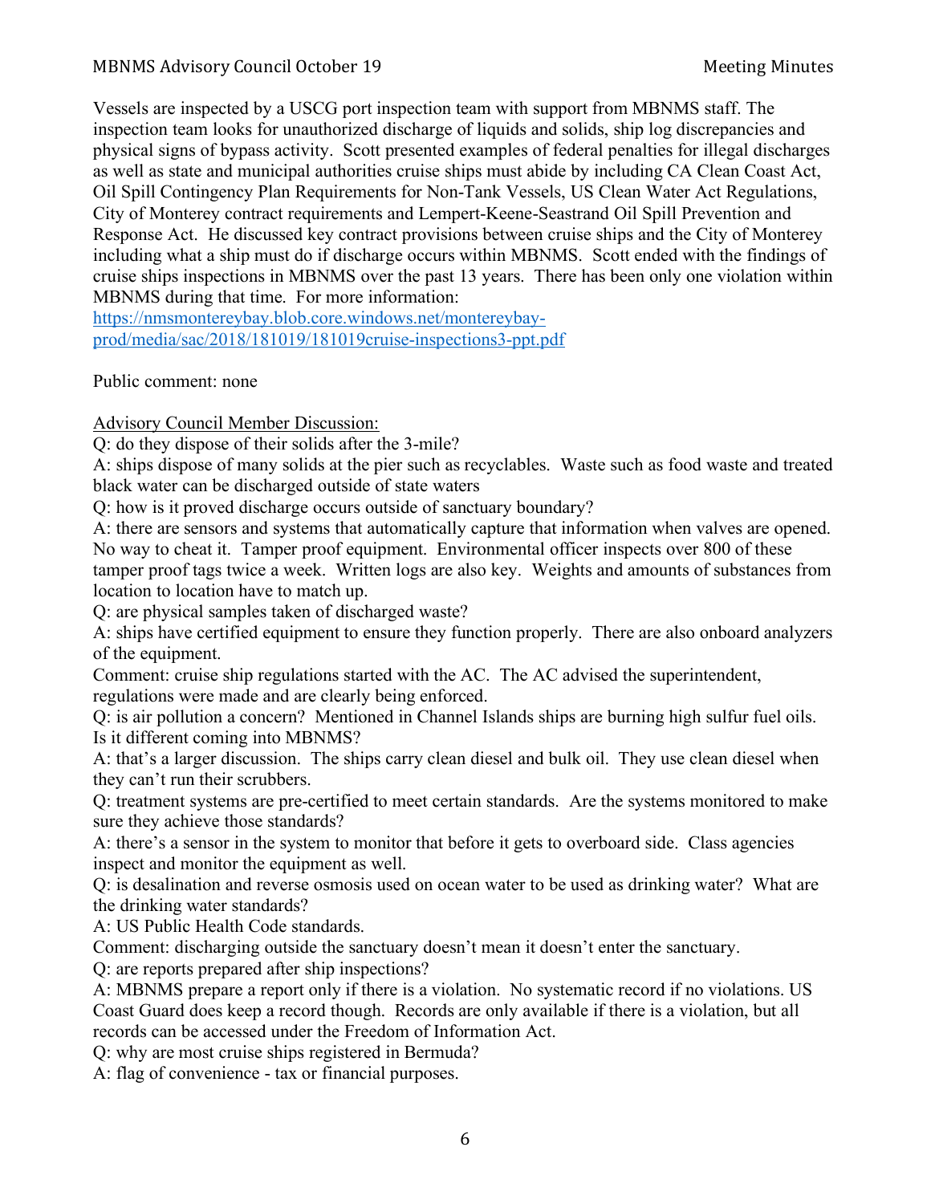Vessels are inspected by a USCG port inspection team with support from MBNMS staff. The inspection team looks for unauthorized discharge of liquids and solids, ship log discrepancies and physical signs of bypass activity. Scott presented examples of federal penalties for illegal discharges as well as state and municipal authorities cruise ships must abide by including CA Clean Coast Act, Oil Spill Contingency Plan Requirements for Non-Tank Vessels, US Clean Water Act Regulations, City of Monterey contract requirements and Lempert-Keene-Seastrand Oil Spill Prevention and Response Act. He discussed key contract provisions between cruise ships and the City of Monterey including what a ship must do if discharge occurs within MBNMS. Scott ended with the findings of cruise ships inspections in MBNMS over the past 13 years. There has been only one violation within MBNMS during that time. For more information: [https://nmsmontereybay.blob.core.windows.net/montereybay-prod/media/sac/2018/181019/181019cruise-inspections3-ppt.pdf](https://nmsmontereybay.blob.core.windows.net/montereybay-prod/media/sac/2018/181019/181019cruise-inspections3-ppt.pdf)

Public comment: none

Advisory Council Member Discussion:

Q: do they dispose of their solids after the 3-mile?

A: ships dispose of many solids at the pier such as recyclables. Waste such as food waste and treated black water can be discharged outside of state waters

Q: how is it proved discharge occurs outside of sanctuary boundary?

A: there are sensors and systems that automatically capture that information when valves are opened. No way to cheat it. Tamper proof equipment. Environmental officer inspects over 800 of these tamper proof tags twice a week. Written logs are also key. Weights and amounts of substances from location to location have to match up.

Q: are physical samples taken of discharged waste?

A: ships have certified equipment to ensure they function properly. There are also onboard analyzers of the equipment.

Comment: cruise ship regulations started with the AC. The AC advised the superintendent, regulations were made and are clearly being enforced.

Q: is air pollution a concern? Mentioned in Channel Islands ships are burning high sulfur fuel oils. Is it different coming into MBNMS?

A: that's a larger discussion. The ships carry clean diesel and bulk oil. They use clean diesel when they can't run their scrubbers.

Q: treatment systems are pre-certified to meet certain standards. Are the systems monitored to make sure they achieve those standards?

A: there's a sensor in the system to monitor that before it gets to overboard side. Class agencies inspect and monitor the equipment as well.

Q: is desalination and reverse osmosis used on ocean water to be used as drinking water? What are the drinking water standards?

A: US Public Health Code standards.

Comment: discharging outside the sanctuary doesn't mean it doesn't enter the sanctuary.

Q: are reports prepared after ship inspections?

A: MBNMS prepare a report only if there is a violation. No systematic record if no violations. US Coast Guard does keep a record though. Records are only available if there is a violation, but all records can be accessed under the Freedom of Information Act.

Q: why are most cruise ships registered in Bermuda?

A: flag of convenience - tax or financial purposes.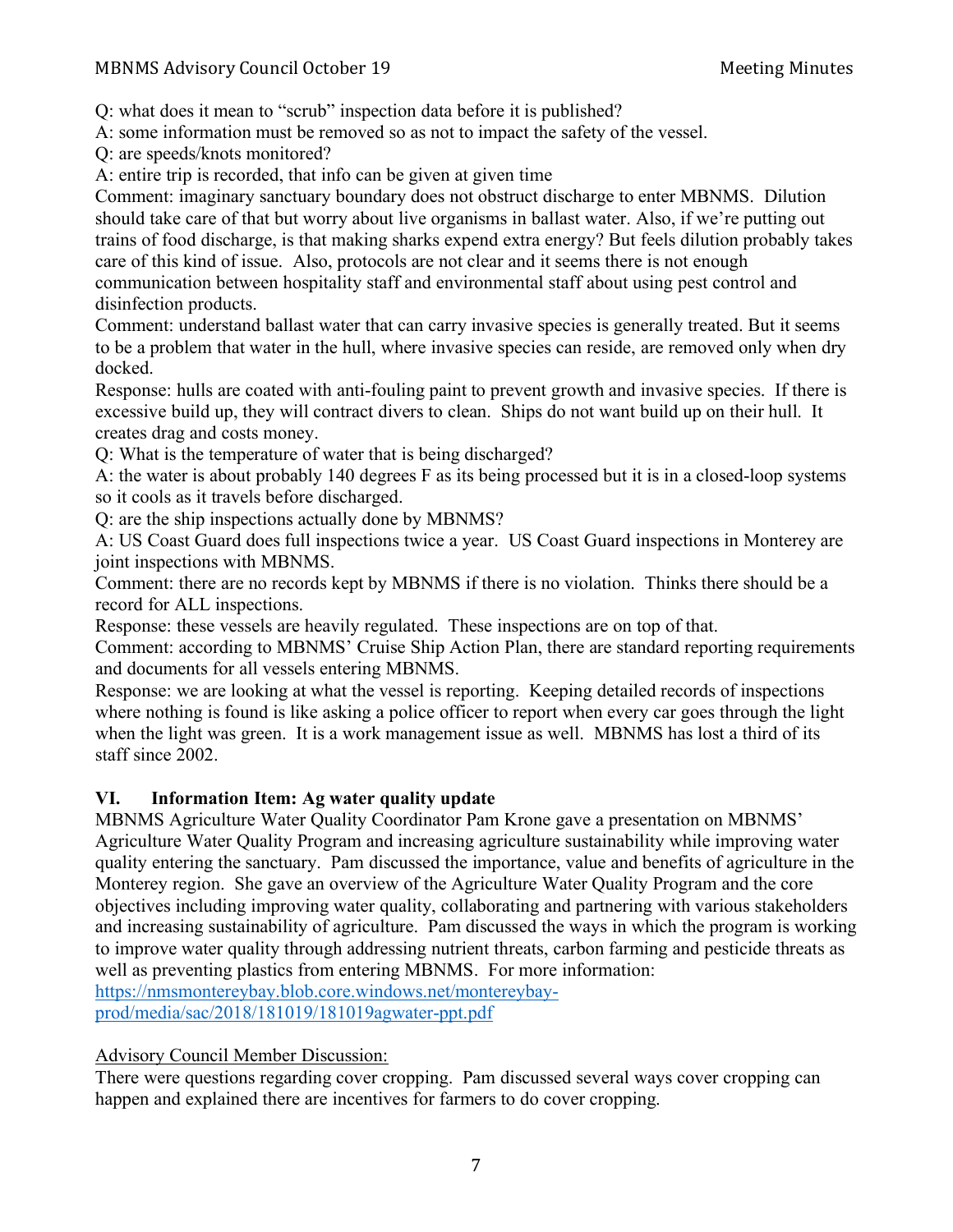Q: what does it mean to "scrub" inspection data before it is published?
A: some information must be removed so as not to impact the safety of the vessel.
Q: are speeds/knots monitored?
A: entire trip is recorded, that info can be given at given time
Comment: imaginary sanctuary boundary does not obstruct discharge to enter MBNMS. Dilution should take care of that but worry about live organisms in ballast water. Also, if we're putting out trains of food discharge, is that making sharks expend extra energy? But feels dilution probably takes care of this kind of issue. Also, protocols are not clear and it seems there is not enough communication between hospitality staff and environmental staff about using pest control and disinfection products.
Comment: understand ballast water that can carry invasive species is generally treated. But it seems to be a problem that water in the hull, where invasive species can reside, are removed only when dry docked.
Response: hulls are coated with anti-fouling paint to prevent growth and invasive species. If there is excessive build up, they will contract divers to clean. Ships do not want build up on their hull. It creates drag and costs money.
Q: What is the temperature of water that is being discharged?
A: the water is about probably 140 degrees F as its being processed but it is in a closed-loop systems so it cools as it travels before discharged.
Q: are the ship inspections actually done by MBNMS?
A: US Coast Guard does full inspections twice a year. US Coast Guard inspections in Monterey are joint inspections with MBNMS.
Comment: there are no records kept by MBNMS if there is no violation. Thinks there should be a record for ALL inspections.
Response: these vessels are heavily regulated. These inspections are on top of that.
Comment: according to MBNMS' Cruise Ship Action Plan, there are standard reporting requirements and documents for all vessels entering MBNMS.
Response: we are looking at what the vessel is reporting. Keeping detailed records of inspections where nothing is found is like asking a police officer to report when every car goes through the light when the light was green. It is a work management issue as well. MBNMS has lost a third of its staff since 2002.

## VI. Information Item: Ag water quality update

MBNMS Agriculture Water Quality Coordinator Pam Krone gave a presentation on MBNMS' Agriculture Water Quality Program and increasing agriculture sustainability while improving water quality entering the sanctuary. Pam discussed the importance, value and benefits of agriculture in the Monterey region. She gave an overview of the Agriculture Water Quality Program and the core objectives including improving water quality, collaborating and partnering with various stakeholders and increasing sustainability of agriculture. Pam discussed the ways in which the program is working to improve water quality through addressing nutrient threats, carbon farming and pesticide threats as well as preventing plastics from entering MBNMS. For more information:
https://nmsmontereybay.blob.core.windows.net/montereybay-prod/media/sac/2018/181019/181019agwater-ppt.pdf

Advisory Council Member Discussion:

There were questions regarding cover cropping. Pam discussed several ways cover cropping can happen and explained there are incentives for farmers to do cover cropping.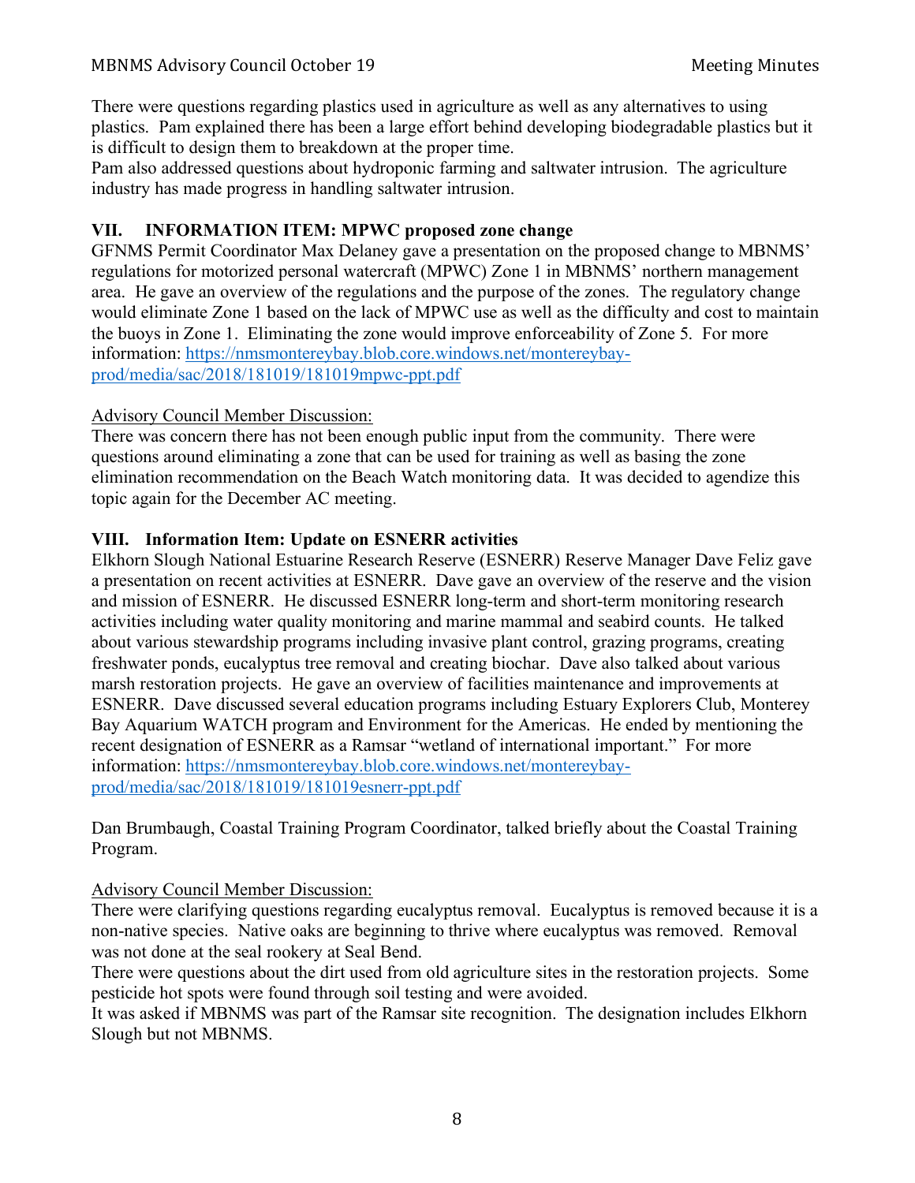There were questions regarding plastics used in agriculture as well as any alternatives to using plastics. Pam explained there has been a large effort behind developing biodegradable plastics but it is difficult to design them to breakdown at the proper time.

Pam also addressed questions about hydroponic farming and saltwater intrusion. The agriculture industry has made progress in handling saltwater intrusion.

## VII. INFORMATION ITEM: MPWC proposed zone change

GFNMS Permit Coordinator Max Delaney gave a presentation on the proposed change to MBNMS' regulations for motorized personal watercraft (MPWC) Zone 1 in MBNMS' northern management area. He gave an overview of the regulations and the purpose of the zones. The regulatory change would eliminate Zone 1 based on the lack of MPWC use as well as the difficulty and cost to maintain the buoys in Zone 1. Eliminating the zone would improve enforceability of Zone 5. For more information: https://nmsmontereybay.blob.core.windows.net/montereybay-prod/media/sac/2018/181019/181019mpwc-ppt.pdf

Advisory Council Member Discussion:

There was concern there has not been enough public input from the community. There were questions around eliminating a zone that can be used for training as well as basing the zone elimination recommendation on the Beach Watch monitoring data. It was decided to agendize this topic again for the December AC meeting.

## VIII. Information Item: Update on ESNERR activities

Elkhorn Slough National Estuarine Research Reserve (ESNERR) Reserve Manager Dave Feliz gave a presentation on recent activities at ESNERR. Dave gave an overview of the reserve and the vision and mission of ESNERR. He discussed ESNERR long-term and short-term monitoring research activities including water quality monitoring and marine mammal and seabird counts. He talked about various stewardship programs including invasive plant control, grazing programs, creating freshwater ponds, eucalyptus tree removal and creating biochar. Dave also talked about various marsh restoration projects. He gave an overview of facilities maintenance and improvements at ESNERR. Dave discussed several education programs including Estuary Explorers Club, Monterey Bay Aquarium WATCH program and Environment for the Americas. He ended by mentioning the recent designation of ESNERR as a Ramsar "wetland of international important." For more information: https://nmsmontereybay.blob.core.windows.net/montereybay-prod/media/sac/2018/181019/181019esnerr-ppt.pdf

Dan Brumbaugh, Coastal Training Program Coordinator, talked briefly about the Coastal Training Program.

Advisory Council Member Discussion:

There were clarifying questions regarding eucalyptus removal. Eucalyptus is removed because it is a non-native species. Native oaks are beginning to thrive where eucalyptus was removed. Removal was not done at the seal rookery at Seal Bend.

There were questions about the dirt used from old agriculture sites in the restoration projects. Some pesticide hot spots were found through soil testing and were avoided.

It was asked if MBNMS was part of the Ramsar site recognition. The designation includes Elkhorn Slough but not MBNMS.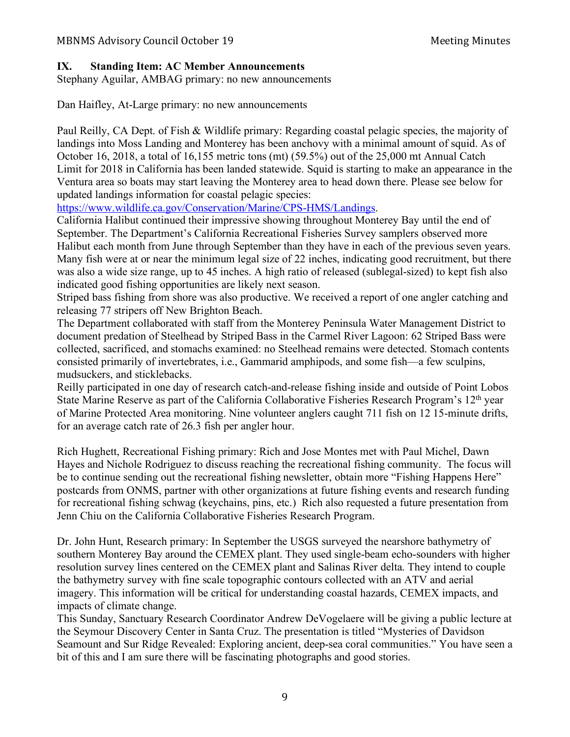### IX. Standing Item: AC Member Announcements

Stephany Aguilar, AMBAG primary: no new announcements

Dan Haifley, At-Large primary: no new announcements

Paul Reilly, CA Dept. of Fish & Wildlife primary: Regarding coastal pelagic species, the majority of landings into Moss Landing and Monterey has been anchovy with a minimal amount of squid. As of October 16, 2018, a total of 16,155 metric tons (mt) (59.5%) out of the 25,000 mt Annual Catch Limit for 2018 in California has been landed statewide. Squid is starting to make an appearance in the Ventura area so boats may start leaving the Monterey area to head down there. Please see below for updated landings information for coastal pelagic species:
https://www.wildlife.ca.gov/Conservation/Marine/CPS-HMS/Landings.
California Halibut continued their impressive showing throughout Monterey Bay until the end of September. The Department's California Recreational Fisheries Survey samplers observed more Halibut each month from June through September than they have in each of the previous seven years. Many fish were at or near the minimum legal size of 22 inches, indicating good recruitment, but there was also a wide size range, up to 45 inches. A high ratio of released (sublegal-sized) to kept fish also indicated good fishing opportunities are likely next season.
Striped bass fishing from shore was also productive. We received a report of one angler catching and releasing 77 stripers off New Brighton Beach.
The Department collaborated with staff from the Monterey Peninsula Water Management District to document predation of Steelhead by Striped Bass in the Carmel River Lagoon: 62 Striped Bass were collected, sacrificed, and stomachs examined: no Steelhead remains were detected. Stomach contents consisted primarily of invertebrates, i.e., Gammarid amphipods, and some fish—a few sculpins, mudsuckers, and sticklebacks.
Reilly participated in one day of research catch-and-release fishing inside and outside of Point Lobos State Marine Reserve as part of the California Collaborative Fisheries Research Program's 12th year of Marine Protected Area monitoring. Nine volunteer anglers caught 711 fish on 12 15-minute drifts, for an average catch rate of 26.3 fish per angler hour.

Rich Hughett, Recreational Fishing primary: Rich and Jose Montes met with Paul Michel, Dawn Hayes and Nichole Rodriguez to discuss reaching the recreational fishing community. The focus will be to continue sending out the recreational fishing newsletter, obtain more "Fishing Happens Here" postcards from ONMS, partner with other organizations at future fishing events and research funding for recreational fishing schwag (keychains, pins, etc.) Rich also requested a future presentation from Jenn Chiu on the California Collaborative Fisheries Research Program.

Dr. John Hunt, Research primary: In September the USGS surveyed the nearshore bathymetry of southern Monterey Bay around the CEMEX plant. They used single-beam echo-sounders with higher resolution survey lines centered on the CEMEX plant and Salinas River delta. They intend to couple the bathymetry survey with fine scale topographic contours collected with an ATV and aerial imagery. This information will be critical for understanding coastal hazards, CEMEX impacts, and impacts of climate change.
This Sunday, Sanctuary Research Coordinator Andrew DeVogelaere will be giving a public lecture at the Seymour Discovery Center in Santa Cruz. The presentation is titled "Mysteries of Davidson Seamount and Sur Ridge Revealed: Exploring ancient, deep-sea coral communities." You have seen a bit of this and I am sure there will be fascinating photographs and good stories.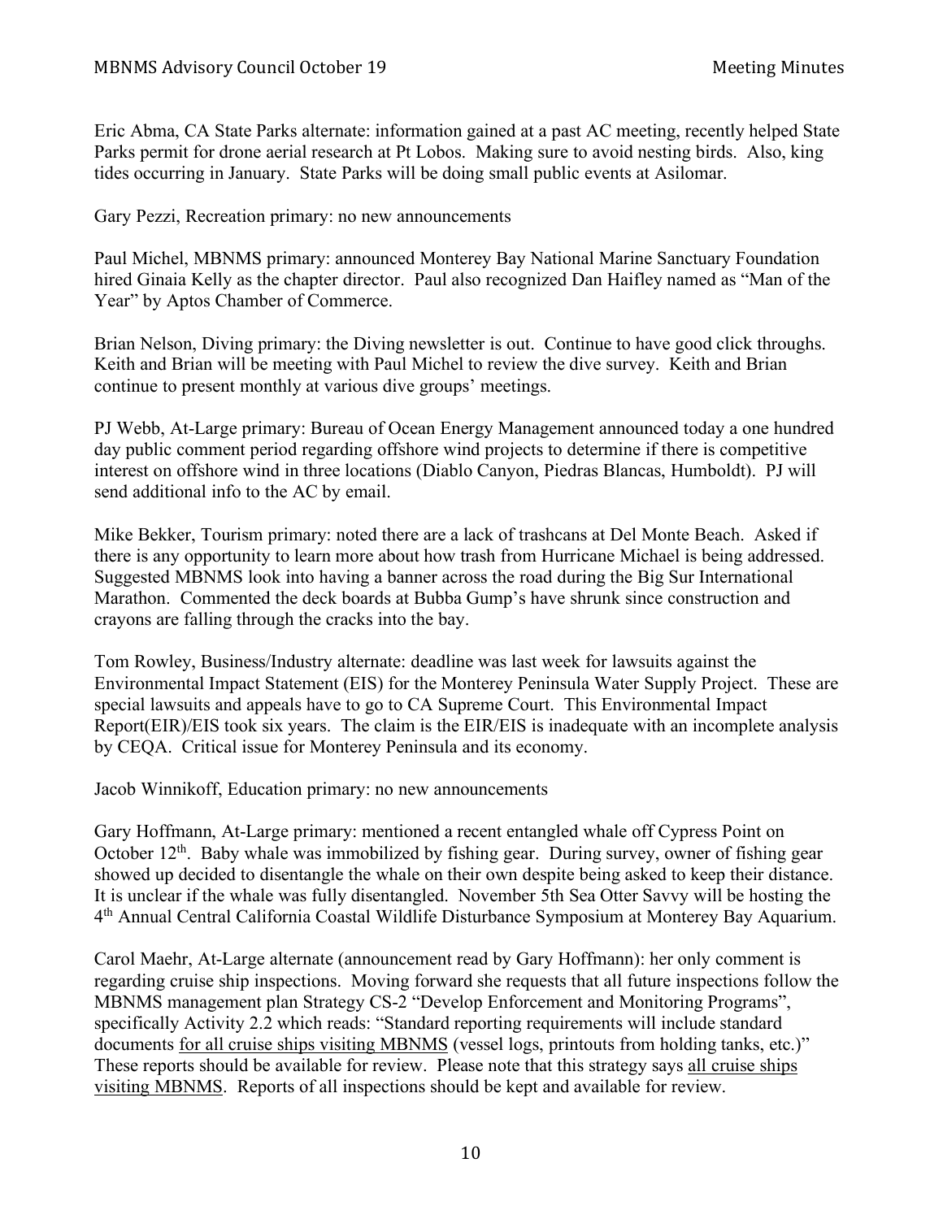Eric Abma, CA State Parks alternate: information gained at a past AC meeting, recently helped State Parks permit for drone aerial research at Pt Lobos. Making sure to avoid nesting birds. Also, king tides occurring in January. State Parks will be doing small public events at Asilomar.

Gary Pezzi, Recreation primary: no new announcements

Paul Michel, MBNMS primary: announced Monterey Bay National Marine Sanctuary Foundation hired Ginaia Kelly as the chapter director. Paul also recognized Dan Haifley named as "Man of the Year" by Aptos Chamber of Commerce.

Brian Nelson, Diving primary: the Diving newsletter is out. Continue to have good click throughs. Keith and Brian will be meeting with Paul Michel to review the dive survey. Keith and Brian continue to present monthly at various dive groups' meetings.

PJ Webb, At-Large primary: Bureau of Ocean Energy Management announced today a one hundred day public comment period regarding offshore wind projects to determine if there is competitive interest on offshore wind in three locations (Diablo Canyon, Piedras Blancas, Humboldt). PJ will send additional info to the AC by email.

Mike Bekker, Tourism primary: noted there are a lack of trashcans at Del Monte Beach. Asked if there is any opportunity to learn more about how trash from Hurricane Michael is being addressed. Suggested MBNMS look into having a banner across the road during the Big Sur International Marathon. Commented the deck boards at Bubba Gump's have shrunk since construction and crayons are falling through the cracks into the bay.

Tom Rowley, Business/Industry alternate: deadline was last week for lawsuits against the Environmental Impact Statement (EIS) for the Monterey Peninsula Water Supply Project. These are special lawsuits and appeals have to go to CA Supreme Court. This Environmental Impact Report(EIR)/EIS took six years. The claim is the EIR/EIS is inadequate with an incomplete analysis by CEQA. Critical issue for Monterey Peninsula and its economy.

Jacob Winnikoff, Education primary: no new announcements

Gary Hoffmann, At-Large primary: mentioned a recent entangled whale off Cypress Point on October 12th. Baby whale was immobilized by fishing gear. During survey, owner of fishing gear showed up decided to disentangle the whale on their own despite being asked to keep their distance. It is unclear if the whale was fully disentangled. November 5th Sea Otter Savvy will be hosting the 4th Annual Central California Coastal Wildlife Disturbance Symposium at Monterey Bay Aquarium.

Carol Maehr, At-Large alternate (announcement read by Gary Hoffmann): her only comment is regarding cruise ship inspections. Moving forward she requests that all future inspections follow the MBNMS management plan Strategy CS-2 "Develop Enforcement and Monitoring Programs", specifically Activity 2.2 which reads: "Standard reporting requirements will include standard documents for all cruise ships visiting MBNMS (vessel logs, printouts from holding tanks, etc.)" These reports should be available for review. Please note that this strategy says all cruise ships visiting MBNMS. Reports of all inspections should be kept and available for review.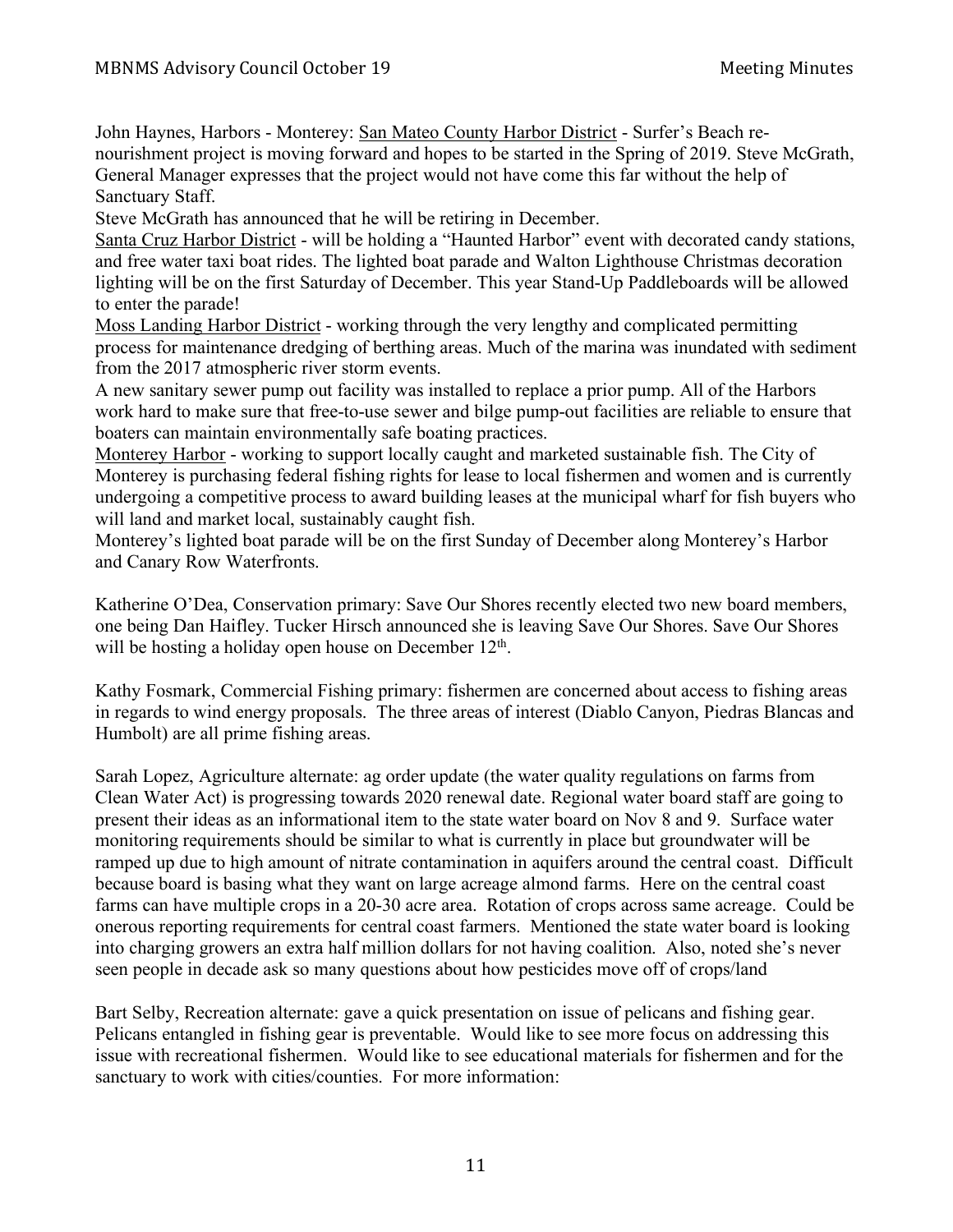John Haynes, Harbors - Monterey: San Mateo County Harbor District - Surfer's Beach re-nourishment project is moving forward and hopes to be started in the Spring of 2019. Steve McGrath, General Manager expresses that the project would not have come this far without the help of Sanctuary Staff.

Steve McGrath has announced that he will be retiring in December.

Santa Cruz Harbor District - will be holding a "Haunted Harbor" event with decorated candy stations, and free water taxi boat rides. The lighted boat parade and Walton Lighthouse Christmas decoration lighting will be on the first Saturday of December. This year Stand-Up Paddleboards will be allowed to enter the parade!

Moss Landing Harbor District - working through the very lengthy and complicated permitting process for maintenance dredging of berthing areas. Much of the marina was inundated with sediment from the 2017 atmospheric river storm events.

A new sanitary sewer pump out facility was installed to replace a prior pump. All of the Harbors work hard to make sure that free-to-use sewer and bilge pump-out facilities are reliable to ensure that boaters can maintain environmentally safe boating practices.

Monterey Harbor - working to support locally caught and marketed sustainable fish. The City of Monterey is purchasing federal fishing rights for lease to local fishermen and women and is currently undergoing a competitive process to award building leases at the municipal wharf for fish buyers who will land and market local, sustainably caught fish.

Monterey's lighted boat parade will be on the first Sunday of December along Monterey's Harbor and Canary Row Waterfronts.

Katherine O'Dea, Conservation primary: Save Our Shores recently elected two new board members, one being Dan Haifley. Tucker Hirsch announced she is leaving Save Our Shores. Save Our Shores will be hosting a holiday open house on December 12th.

Kathy Fosmark, Commercial Fishing primary: fishermen are concerned about access to fishing areas in regards to wind energy proposals. The three areas of interest (Diablo Canyon, Piedras Blancas and Humbolt) are all prime fishing areas.

Sarah Lopez, Agriculture alternate: ag order update (the water quality regulations on farms from Clean Water Act) is progressing towards 2020 renewal date. Regional water board staff are going to present their ideas as an informational item to the state water board on Nov 8 and 9. Surface water monitoring requirements should be similar to what is currently in place but groundwater will be ramped up due to high amount of nitrate contamination in aquifers around the central coast. Difficult because board is basing what they want on large acreage almond farms. Here on the central coast farms can have multiple crops in a 20-30 acre area. Rotation of crops across same acreage. Could be onerous reporting requirements for central coast farmers. Mentioned the state water board is looking into charging growers an extra half million dollars for not having coalition. Also, noted she's never seen people in decade ask so many questions about how pesticides move off of crops/land

Bart Selby, Recreation alternate: gave a quick presentation on issue of pelicans and fishing gear. Pelicans entangled in fishing gear is preventable. Would like to see more focus on addressing this issue with recreational fishermen. Would like to see educational materials for fishermen and for the sanctuary to work with cities/counties. For more information: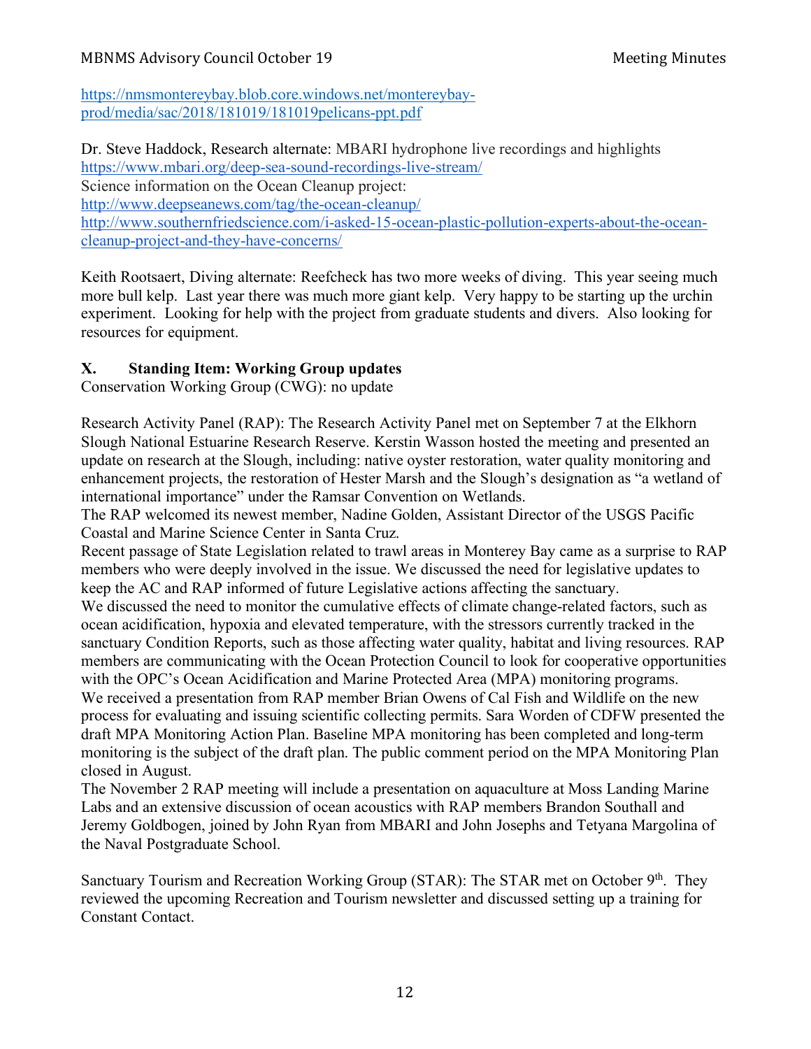https://nmsmontereybay.blob.core.windows.net/montereybay-prod/media/sac/2018/181019/181019pelicans-ppt.pdf

Dr. Steve Haddock, Research alternate: MBARI hydrophone live recordings and highlights
https://www.mbari.org/deep-sea-sound-recordings-live-stream/
Science information on the Ocean Cleanup project:
http://www.deepseanews.com/tag/the-ocean-cleanup/
http://www.southernfriedscience.com/i-asked-15-ocean-plastic-pollution-experts-about-the-ocean-cleanup-project-and-they-have-concerns/

Keith Rootsaert, Diving alternate: Reefcheck has two more weeks of diving. This year seeing much more bull kelp. Last year there was much more giant kelp. Very happy to be starting up the urchin experiment. Looking for help with the project from graduate students and divers. Also looking for resources for equipment.

## X. Standing Item: Working Group updates

Conservation Working Group (CWG): no update

Research Activity Panel (RAP): The Research Activity Panel met on September 7 at the Elkhorn Slough National Estuarine Research Reserve. Kerstin Wasson hosted the meeting and presented an update on research at the Slough, including: native oyster restoration, water quality monitoring and enhancement projects, the restoration of Hester Marsh and the Slough's designation as "a wetland of international importance" under the Ramsar Convention on Wetlands.
The RAP welcomed its newest member, Nadine Golden, Assistant Director of the USGS Pacific Coastal and Marine Science Center in Santa Cruz.
Recent passage of State Legislation related to trawl areas in Monterey Bay came as a surprise to RAP members who were deeply involved in the issue. We discussed the need for legislative updates to keep the AC and RAP informed of future Legislative actions affecting the sanctuary.
We discussed the need to monitor the cumulative effects of climate change-related factors, such as ocean acidification, hypoxia and elevated temperature, with the stressors currently tracked in the sanctuary Condition Reports, such as those affecting water quality, habitat and living resources. RAP members are communicating with the Ocean Protection Council to look for cooperative opportunities with the OPC's Ocean Acidification and Marine Protected Area (MPA) monitoring programs.
We received a presentation from RAP member Brian Owens of Cal Fish and Wildlife on the new process for evaluating and issuing scientific collecting permits. Sara Worden of CDFW presented the draft MPA Monitoring Action Plan. Baseline MPA monitoring has been completed and long-term monitoring is the subject of the draft plan. The public comment period on the MPA Monitoring Plan closed in August.
The November 2 RAP meeting will include a presentation on aquaculture at Moss Landing Marine Labs and an extensive discussion of ocean acoustics with RAP members Brandon Southall and Jeremy Goldbogen, joined by John Ryan from MBARI and John Josephs and Tetyana Margolina of the Naval Postgraduate School.

Sanctuary Tourism and Recreation Working Group (STAR): The STAR met on October 9th. They reviewed the upcoming Recreation and Tourism newsletter and discussed setting up a training for Constant Contact.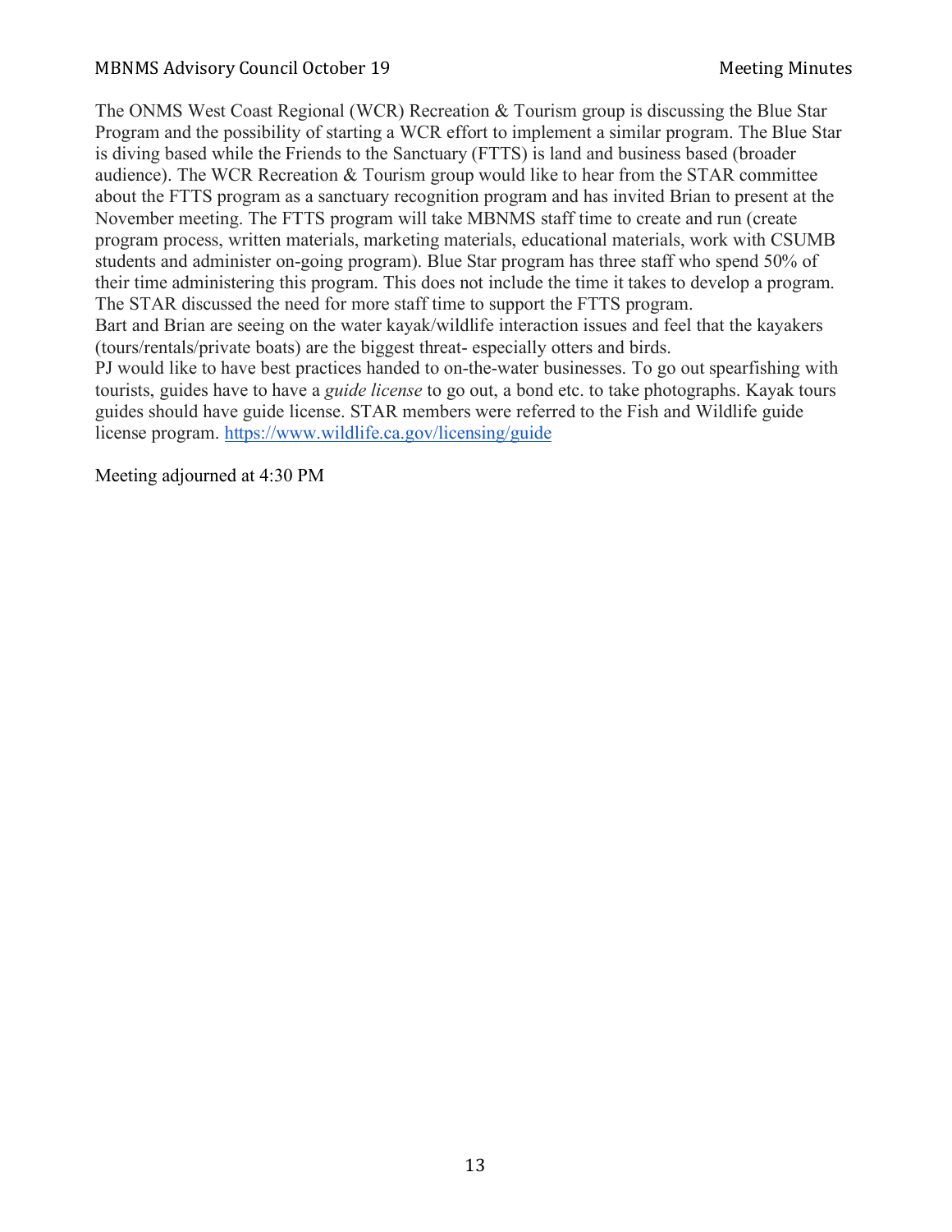The ONMS West Coast Regional (WCR) Recreation & Tourism group is discussing the Blue Star Program and the possibility of starting a WCR effort to implement a similar program. The Blue Star is diving based while the Friends to the Sanctuary (FTTS) is land and business based (broader audience). The WCR Recreation & Tourism group would like to hear from the STAR committee about the FTTS program as a sanctuary recognition program and has invited Brian to present at the November meeting. The FTTS program will take MBNMS staff time to create and run (create program process, written materials, marketing materials, educational materials, work with CSUMB students and administer on-going program). Blue Star program has three staff who spend 50% of their time administering this program. This does not include the time it takes to develop a program. The STAR discussed the need for more staff time to support the FTTS program.

Bart and Brian are seeing on the water kayak/wildlife interaction issues and feel that the kayakers (tours/rentals/private boats) are the biggest threat- especially otters and birds.

PJ would like to have best practices handed to on-the-water businesses. To go out spearfishing with tourists, guides have to have a *guide license* to go out, a bond etc. to take photographs. Kayak tours guides should have guide license. STAR members were referred to the Fish and Wildlife guide license program. https://www.wildlife.ca.gov/licensing/guide

Meeting adjourned at 4:30 PM